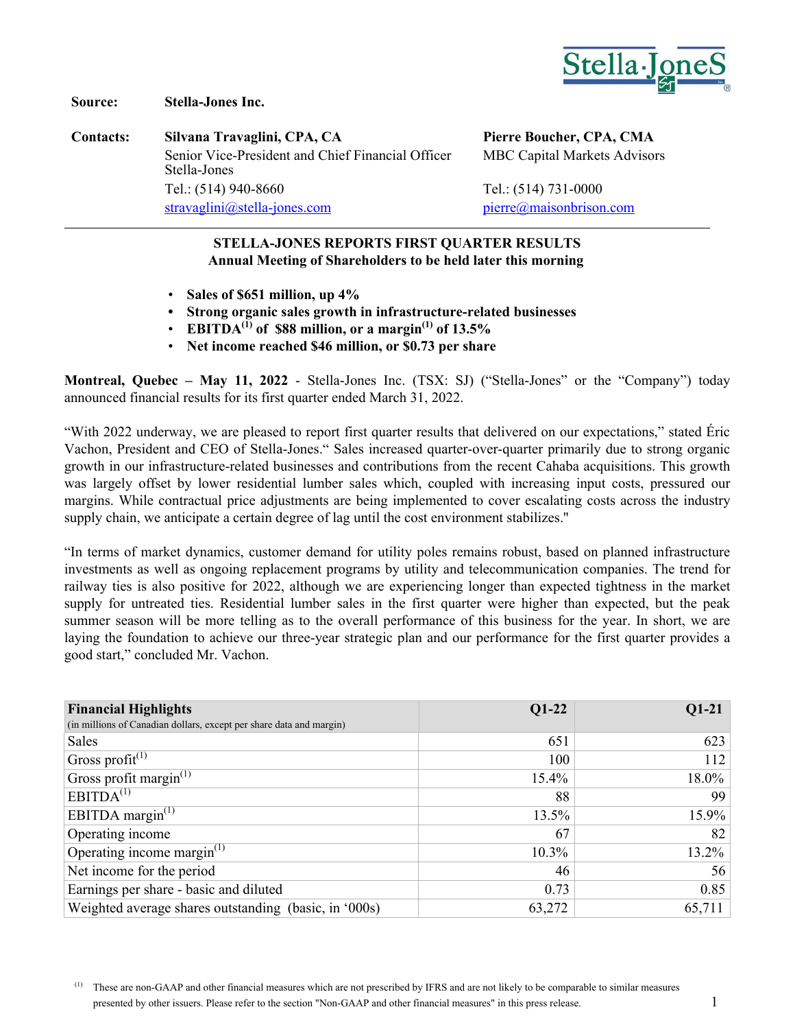**Source:** **Stella-Jones Inc.**

**Contacts:**

**Silvana Travaglini, CPA, CA**
Senior Vice-President and Chief Financial Officer
Stella-Jones
Tel.: (514) 940-8660
stravaglini@stella-jones.com

**Pierre Boucher, CPA, CMA**
MBC Capital Markets Advisors
Tel.: (514) 731-0000
pierre@maisonbrison.com

---

## STELLA-JONES REPORTS FIRST QUARTER RESULTS
### Annual Meeting of Shareholders to be held later this morning

- **Sales of $651 million, up 4%**
- **Strong organic sales growth in infrastructure-related businesses**
- **EBITDA[(1)] of $88 million, or a margin[(1)] of 13.5%**
- **Net income reached $46 million, or $0.73 per share**

**Montreal, Quebec – May 11, 2022** - Stella-Jones Inc. (TSX: SJ) ("Stella-Jones" or the "Company") today announced financial results for its first quarter ended March 31, 2022.

"With 2022 underway, we are pleased to report first quarter results that delivered on our expectations," stated Éric Vachon, President and CEO of Stella-Jones." Sales increased quarter-over-quarter primarily due to strong organic growth in our infrastructure-related businesses and contributions from the recent Cahaba acquisitions. This growth was largely offset by lower residential lumber sales which, coupled with increasing input costs, pressured our margins. While contractual price adjustments are being implemented to cover escalating costs across the industry supply chain, we anticipate a certain degree of lag until the cost environment stabilizes."

"In terms of market dynamics, customer demand for utility poles remains robust, based on planned infrastructure investments as well as ongoing replacement programs by utility and telecommunication companies. The trend for railway ties is also positive for 2022, although we are experiencing longer than expected tightness in the market supply for untreated ties. Residential lumber sales in the first quarter were higher than expected, but the peak summer season will be more telling as to the overall performance of this business for the year. In short, we are laying the foundation to achieve our three-year strategic plan and our performance for the first quarter provides a good start," concluded Mr. Vachon.

| **Financial Highlights** (in millions of Canadian dollars, except per share data and margin) | **Q1-22** | **Q1-21** |
|---|---|---|
| Sales | 651 | 623 |
| Gross profit[(1)] | 100 | 112 |
| Gross profit margin[(1)] | 15.4% | 18.0% |
| EBITDA[(1)] | 88 | 99 |
| EBITDA margin[(1)] | 13.5% | 15.9% |
| Operating income | 67 | 82 |
| Operating income margin[(1)] | 10.3% | 13.2% |
| Net income for the period | 46 | 56 |
| Earnings per share - basic and diluted | 0.73 | 0.85 |
| Weighted average shares outstanding (basic, in '000s) | 63,272 | 65,711 |

(1) These are non-GAAP and other financial measures which are not prescribed by IFRS and are not likely to be comparable to similar measures presented by other issuers. Please refer to the section "Non-GAAP and other financial measures" in this press release.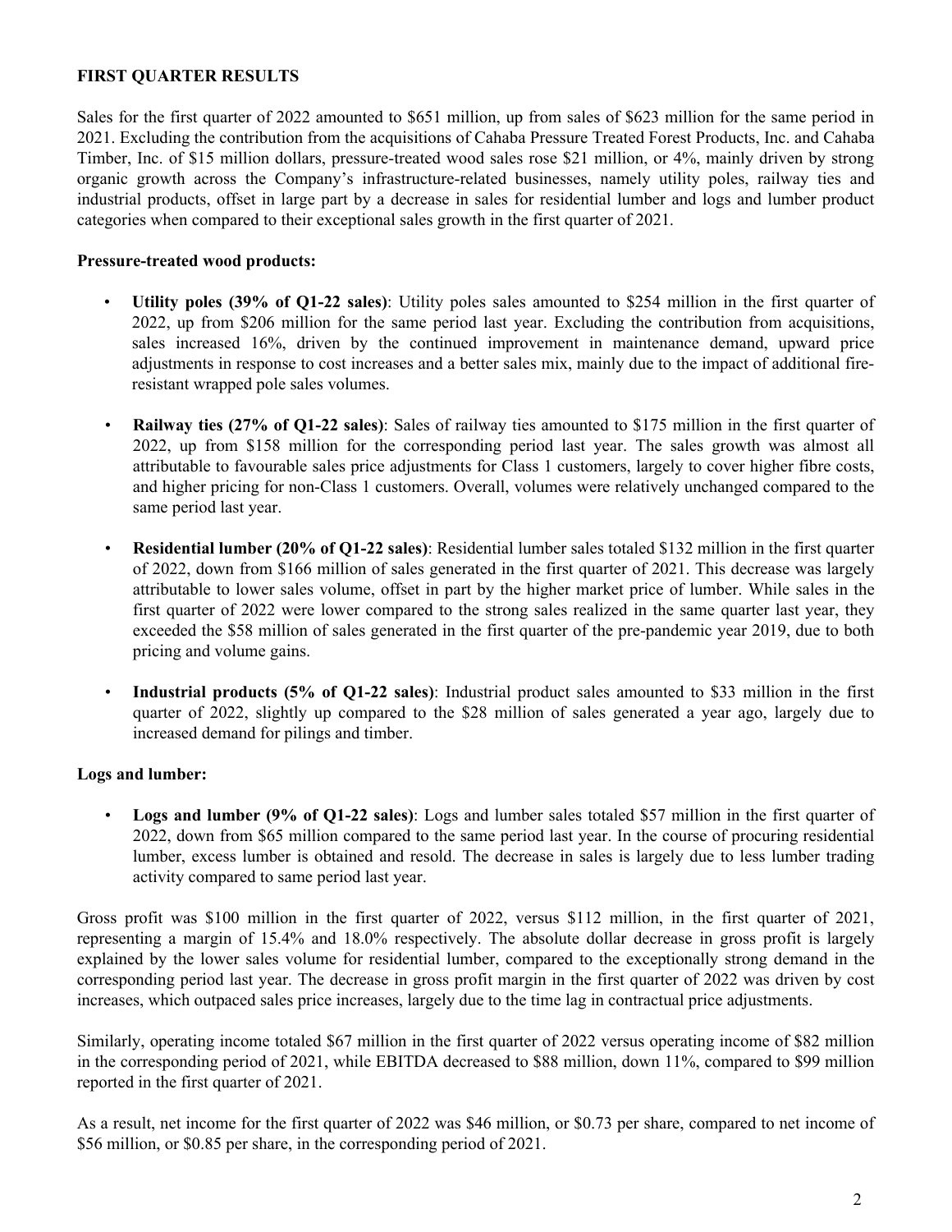**FIRST QUARTER RESULTS**

Sales for the first quarter of 2022 amounted to $651 million, up from sales of $623 million for the same period in 2021. Excluding the contribution from the acquisitions of Cahaba Pressure Treated Forest Products, Inc. and Cahaba Timber, Inc. of $15 million dollars, pressure-treated wood sales rose $21 million, or 4%, mainly driven by strong organic growth across the Company's infrastructure-related businesses, namely utility poles, railway ties and industrial products, offset in large part by a decrease in sales for residential lumber and logs and lumber product categories when compared to their exceptional sales growth in the first quarter of 2021.

**Pressure-treated wood products:**

- **Utility poles (39% of Q1-22 sales)**: Utility poles sales amounted to $254 million in the first quarter of 2022, up from $206 million for the same period last year. Excluding the contribution from acquisitions, sales increased 16%, driven by the continued improvement in maintenance demand, upward price adjustments in response to cost increases and a better sales mix, mainly due to the impact of additional fire-resistant wrapped pole sales volumes.

- **Railway ties (27% of Q1-22 sales)**: Sales of railway ties amounted to $175 million in the first quarter of 2022, up from $158 million for the corresponding period last year. The sales growth was almost all attributable to favourable sales price adjustments for Class 1 customers, largely to cover higher fibre costs, and higher pricing for non-Class 1 customers. Overall, volumes were relatively unchanged compared to the same period last year.

- **Residential lumber (20% of Q1-22 sales)**: Residential lumber sales totaled $132 million in the first quarter of 2022, down from $166 million of sales generated in the first quarter of 2021. This decrease was largely attributable to lower sales volume, offset in part by the higher market price of lumber. While sales in the first quarter of 2022 were lower compared to the strong sales realized in the same quarter last year, they exceeded the $58 million of sales generated in the first quarter of the pre-pandemic year 2019, due to both pricing and volume gains.

- **Industrial products (5% of Q1-22 sales)**: Industrial product sales amounted to $33 million in the first quarter of 2022, slightly up compared to the $28 million of sales generated a year ago, largely due to increased demand for pilings and timber.

**Logs and lumber:**

- **Logs and lumber (9% of Q1-22 sales)**: Logs and lumber sales totaled $57 million in the first quarter of 2022, down from $65 million compared to the same period last year. In the course of procuring residential lumber, excess lumber is obtained and resold. The decrease in sales is largely due to less lumber trading activity compared to same period last year.

Gross profit was $100 million in the first quarter of 2022, versus $112 million, in the first quarter of 2021, representing a margin of 15.4% and 18.0% respectively. The absolute dollar decrease in gross profit is largely explained by the lower sales volume for residential lumber, compared to the exceptionally strong demand in the corresponding period last year. The decrease in gross profit margin in the first quarter of 2022 was driven by cost increases, which outpaced sales price increases, largely due to the time lag in contractual price adjustments.

Similarly, operating income totaled $67 million in the first quarter of 2022 versus operating income of $82 million in the corresponding period of 2021, while EBITDA decreased to $88 million, down 11%, compared to $99 million reported in the first quarter of 2021.

As a result, net income for the first quarter of 2022 was $46 million, or $0.73 per share, compared to net income of $56 million, or $0.85 per share, in the corresponding period of 2021.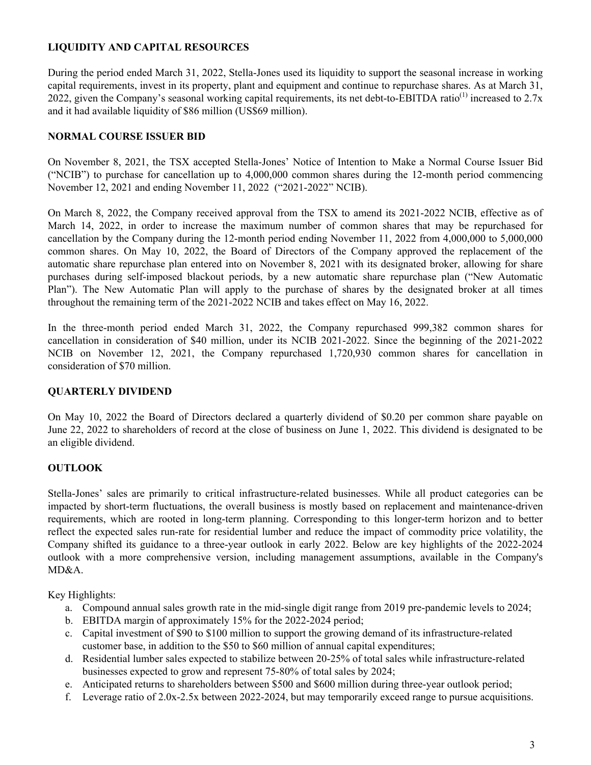**LIQUIDITY AND CAPITAL RESOURCES**

During the period ended March 31, 2022, Stella-Jones used its liquidity to support the seasonal increase in working capital requirements, invest in its property, plant and equipment and continue to repurchase shares. As at March 31, 2022, given the Company's seasonal working capital requirements, its net debt-to-EBITDA ratio[1] increased to 2.7x and it had available liquidity of $86 million (US$69 million).

**NORMAL COURSE ISSUER BID**

On November 8, 2021, the TSX accepted Stella-Jones' Notice of Intention to Make a Normal Course Issuer Bid ("NCIB") to purchase for cancellation up to 4,000,000 common shares during the 12-month period commencing November 12, 2021 and ending November 11, 2022 ("2021-2022" NCIB).

On March 8, 2022, the Company received approval from the TSX to amend its 2021-2022 NCIB, effective as of March 14, 2022, in order to increase the maximum number of common shares that may be repurchased for cancellation by the Company during the 12-month period ending November 11, 2022 from 4,000,000 to 5,000,000 common shares. On May 10, 2022, the Board of Directors of the Company approved the replacement of the automatic share repurchase plan entered into on November 8, 2021 with its designated broker, allowing for share purchases during self-imposed blackout periods, by a new automatic share repurchase plan ("New Automatic Plan"). The New Automatic Plan will apply to the purchase of shares by the designated broker at all times throughout the remaining term of the 2021-2022 NCIB and takes effect on May 16, 2022.

In the three-month period ended March 31, 2022, the Company repurchased 999,382 common shares for cancellation in consideration of $40 million, under its NCIB 2021-2022. Since the beginning of the 2021-2022 NCIB on November 12, 2021, the Company repurchased 1,720,930 common shares for cancellation in consideration of $70 million.

**QUARTERLY DIVIDEND**

On May 10, 2022 the Board of Directors declared a quarterly dividend of $0.20 per common share payable on June 22, 2022 to shareholders of record at the close of business on June 1, 2022. This dividend is designated to be an eligible dividend.

**OUTLOOK**

Stella-Jones' sales are primarily to critical infrastructure-related businesses. While all product categories can be impacted by short-term fluctuations, the overall business is mostly based on replacement and maintenance-driven requirements, which are rooted in long-term planning. Corresponding to this longer-term horizon and to better reflect the expected sales run-rate for residential lumber and reduce the impact of commodity price volatility, the Company shifted its guidance to a three-year outlook in early 2022. Below are key highlights of the 2022-2024 outlook with a more comprehensive version, including management assumptions, available in the Company's MD&A.

Key Highlights:

a. Compound annual sales growth rate in the mid-single digit range from 2019 pre-pandemic levels to 2024;
b. EBITDA margin of approximately 15% for the 2022-2024 period;
c. Capital investment of $90 to $100 million to support the growing demand of its infrastructure-related customer base, in addition to the $50 to $60 million of annual capital expenditures;
d. Residential lumber sales expected to stabilize between 20-25% of total sales while infrastructure-related businesses expected to grow and represent 75-80% of total sales by 2024;
e. Anticipated returns to shareholders between $500 and $600 million during three-year outlook period;
f. Leverage ratio of 2.0x-2.5x between 2022-2024, but may temporarily exceed range to pursue acquisitions.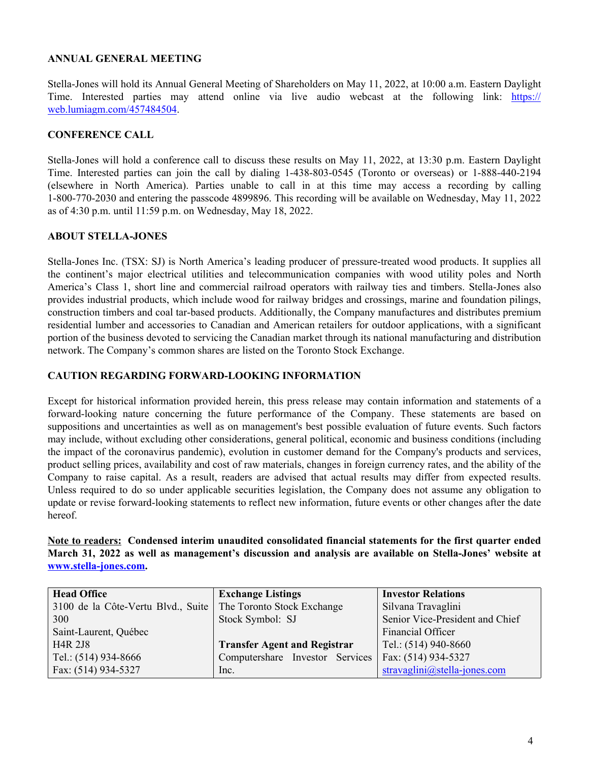## ANNUAL GENERAL MEETING

Stella-Jones will hold its Annual General Meeting of Shareholders on May 11, 2022, at 10:00 a.m. Eastern Daylight Time. Interested parties may attend online via live audio webcast at the following link: https://web.lumiagm.com/457484504.

## CONFERENCE CALL

Stella-Jones will hold a conference call to discuss these results on May 11, 2022, at 13:30 p.m. Eastern Daylight Time. Interested parties can join the call by dialing 1-438-803-0545 (Toronto or overseas) or 1-888-440-2194 (elsewhere in North America). Parties unable to call in at this time may access a recording by calling 1-800-770-2030 and entering the passcode 4899896. This recording will be available on Wednesday, May 11, 2022 as of 4:30 p.m. until 11:59 p.m. on Wednesday, May 18, 2022.

## ABOUT STELLA-JONES

Stella-Jones Inc. (TSX: SJ) is North America's leading producer of pressure-treated wood products. It supplies all the continent's major electrical utilities and telecommunication companies with wood utility poles and North America's Class 1, short line and commercial railroad operators with railway ties and timbers. Stella-Jones also provides industrial products, which include wood for railway bridges and crossings, marine and foundation pilings, construction timbers and coal tar-based products. Additionally, the Company manufactures and distributes premium residential lumber and accessories to Canadian and American retailers for outdoor applications, with a significant portion of the business devoted to servicing the Canadian market through its national manufacturing and distribution network. The Company's common shares are listed on the Toronto Stock Exchange.

## CAUTION REGARDING FORWARD-LOOKING INFORMATION

Except for historical information provided herein, this press release may contain information and statements of a forward-looking nature concerning the future performance of the Company. These statements are based on suppositions and uncertainties as well as on management's best possible evaluation of future events. Such factors may include, without excluding other considerations, general political, economic and business conditions (including the impact of the coronavirus pandemic), evolution in customer demand for the Company's products and services, product selling prices, availability and cost of raw materials, changes in foreign currency rates, and the ability of the Company to raise capital. As a result, readers are advised that actual results may differ from expected results. Unless required to do so under applicable securities legislation, the Company does not assume any obligation to update or revise forward-looking statements to reflect new information, future events or other changes after the date hereof.

**Note to readers: Condensed interim unaudited consolidated financial statements for the first quarter ended March 31, 2022 as well as management's discussion and analysis are available on Stella-Jones' website at www.stella-jones.com.**

| **Head Office** | **Exchange Listings** | **Investor Relations** |
|---|---|---|
| 3100 de la Côte-Vertu Blvd., Suite 300 | The Toronto Stock Exchange | Silvana Travaglini |
| Saint-Laurent, Québec | Stock Symbol: SJ | Senior Vice-President and Chief Financial Officer |
| H4R 2J8 | **Transfer Agent and Registrar** | Tel.: (514) 940-8660 |
| Tel.: (514) 934-8666 | Computershare Investor Services Inc. | Fax: (514) 934-5327 |
| Fax: (514) 934-5327 | | stravaglini@stella-jones.com |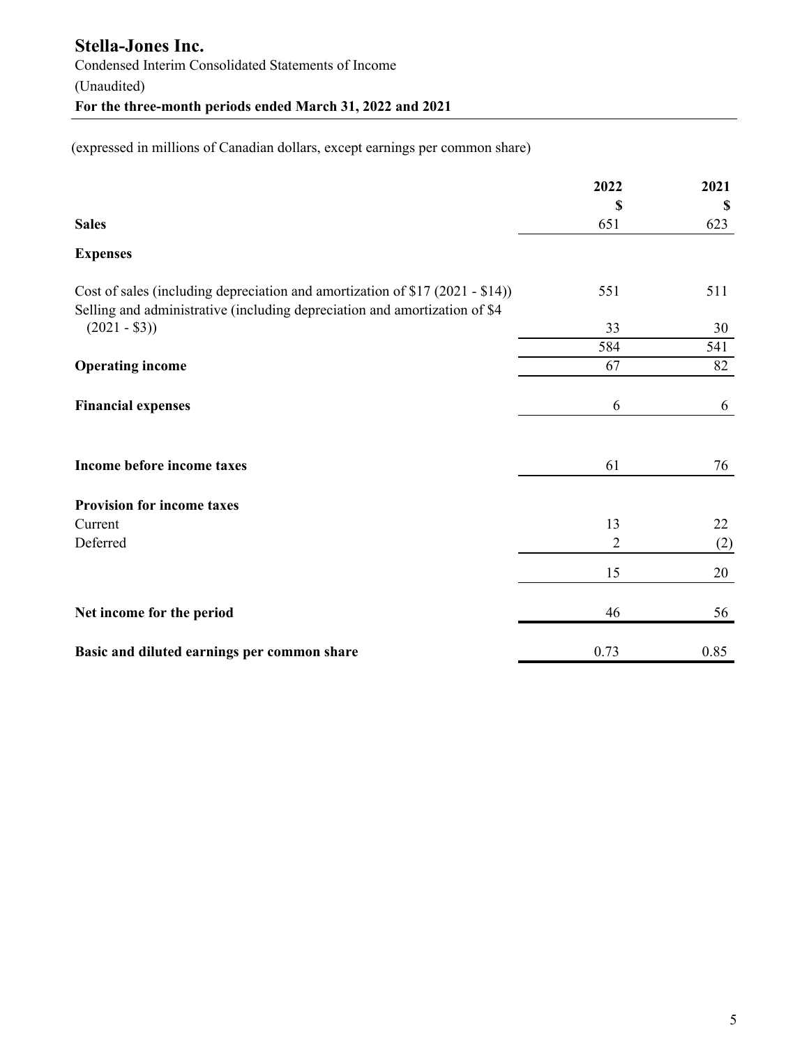# Stella-Jones Inc.

Condensed Interim Consolidated Statements of Income

(Unaudited)

**For the three-month periods ended March 31, 2022 and 2021**

(expressed in millions of Canadian dollars, except earnings per common share)

| | 2022<br>$ | 2021<br>$ |
|---|---|---|
| **Sales** | 651 | 623 |
| **Expenses** | | |
| Cost of sales (including depreciation and amortization of $17 (2021 - $14)) | 551 | 511 |
| Selling and administrative (including depreciation and amortization of $4 (2021 - $3)) | 33 | 30 |
| | 584 | 541 |
| **Operating income** | 67 | 82 |
| **Financial expenses** | 6 | 6 |
| **Income before income taxes** | 61 | 76 |
| **Provision for income taxes** | | |
| Current | 13 | 22 |
| Deferred | 2 | (2) |
| | 15 | 20 |
| **Net income for the period** | 46 | 56 |
| **Basic and diluted earnings per common share** | 0.73 | 0.85 |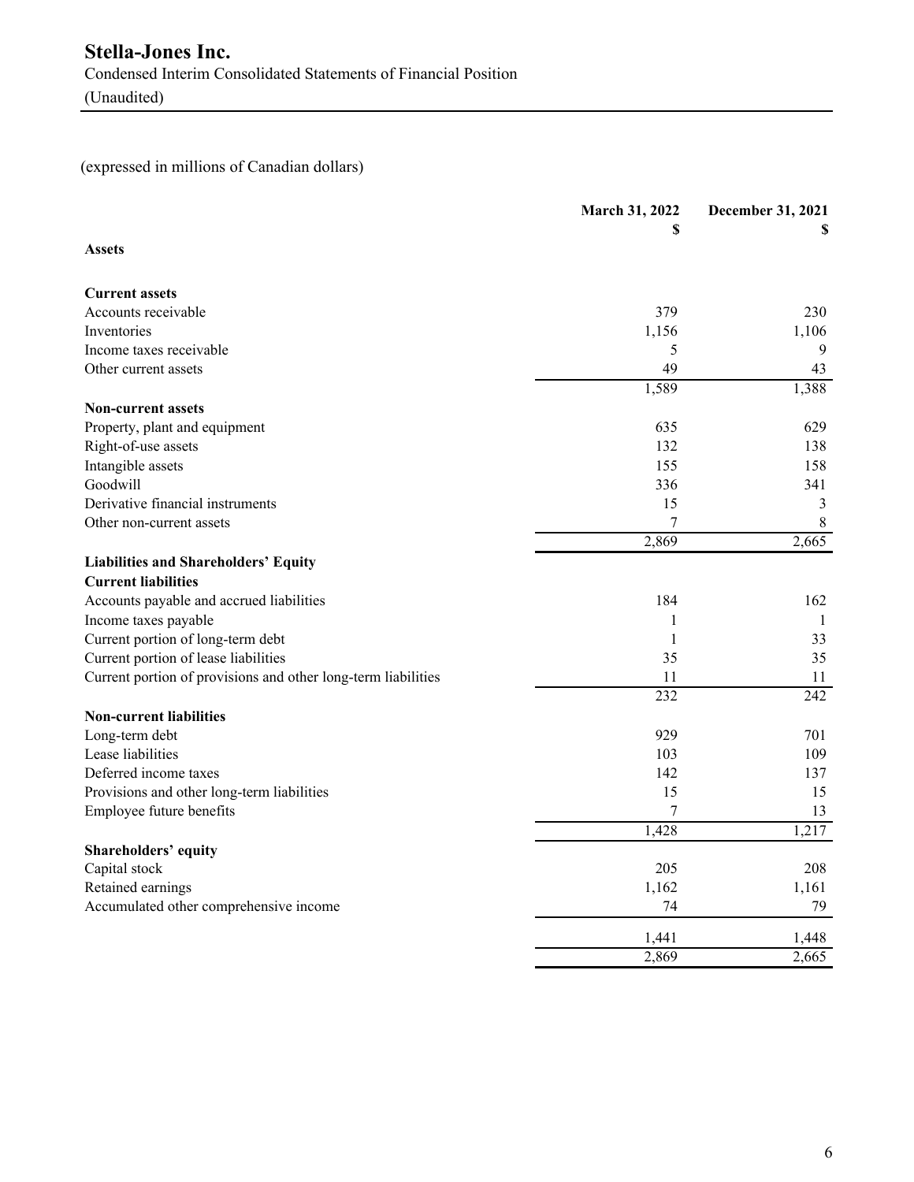# Stella-Jones Inc.

Condensed Interim Consolidated Statements of Financial Position

(Unaudited)

(expressed in millions of Canadian dollars)

| | March 31, 2022 $ | December 31, 2021 $ |
|---|---|---|
| **Assets** | | |
| **Current assets** | | |
| Accounts receivable | 379 | 230 |
| Inventories | 1,156 | 1,106 |
| Income taxes receivable | 5 | 9 |
| Other current assets | 49 | 43 |
| | 1,589 | 1,388 |
| **Non-current assets** | | |
| Property, plant and equipment | 635 | 629 |
| Right-of-use assets | 132 | 138 |
| Intangible assets | 155 | 158 |
| Goodwill | 336 | 341 |
| Derivative financial instruments | 15 | 3 |
| Other non-current assets | 7 | 8 |
| | 2,869 | 2,665 |
| **Liabilities and Shareholders' Equity** | | |
| **Current liabilities** | | |
| Accounts payable and accrued liabilities | 184 | 162 |
| Income taxes payable | 1 | 1 |
| Current portion of long-term debt | 1 | 33 |
| Current portion of lease liabilities | 35 | 35 |
| Current portion of provisions and other long-term liabilities | 11 | 11 |
| | 232 | 242 |
| **Non-current liabilities** | | |
| Long-term debt | 929 | 701 |
| Lease liabilities | 103 | 109 |
| Deferred income taxes | 142 | 137 |
| Provisions and other long-term liabilities | 15 | 15 |
| Employee future benefits | 7 | 13 |
| | 1,428 | 1,217 |
| **Shareholders' equity** | | |
| Capital stock | 205 | 208 |
| Retained earnings | 1,162 | 1,161 |
| Accumulated other comprehensive income | 74 | 79 |
| | 1,441 | 1,448 |
| | 2,869 | 2,665 |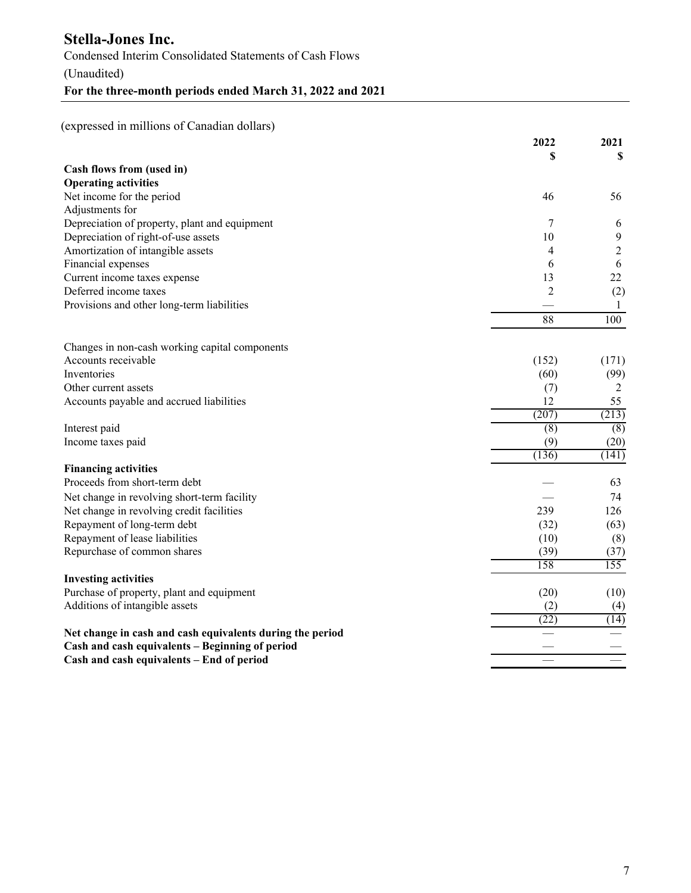# Stella-Jones Inc.

Condensed Interim Consolidated Statements of Cash Flows

(Unaudited)

**For the three-month periods ended March 31, 2022 and 2021**

(expressed in millions of Canadian dollars)

| | 2022<br>$ | 2021<br>$ |
|---|---|---|
| **Cash flows from (used in)** | | |
| **Operating activities** | | |
| Net income for the period | 46 | 56 |
| Adjustments for | | |
| Depreciation of property, plant and equipment | 7 | 6 |
| Depreciation of right-of-use assets | 10 | 9 |
| Amortization of intangible assets | 4 | 2 |
| Financial expenses | 6 | 6 |
| Current income taxes expense | 13 | 22 |
| Deferred income taxes | 2 | (2) |
| Provisions and other long-term liabilities | — | 1 |
| | 88 | 100 |
| Changes in non-cash working capital components | | |
| Accounts receivable | (152) | (171) |
| Inventories | (60) | (99) |
| Other current assets | (7) | 2 |
| Accounts payable and accrued liabilities | 12 | 55 |
| | (207) | (213) |
| Interest paid | (8) | (8) |
| Income taxes paid | (9) | (20) |
| | (136) | (141) |
| **Financing activities** | | |
| Proceeds from short-term debt | — | 63 |
| Net change in revolving short-term facility | — | 74 |
| Net change in revolving credit facilities | 239 | 126 |
| Repayment of long-term debt | (32) | (63) |
| Repayment of lease liabilities | (10) | (8) |
| Repurchase of common shares | (39) | (37) |
| | 158 | 155 |
| **Investing activities** | | |
| Purchase of property, plant and equipment | (20) | (10) |
| Additions of intangible assets | (2) | (4) |
| | (22) | (14) |
| **Net change in cash and cash equivalents during the period** | — | — |
| **Cash and cash equivalents – Beginning of period** | — | — |
| **Cash and cash equivalents – End of period** | — | — |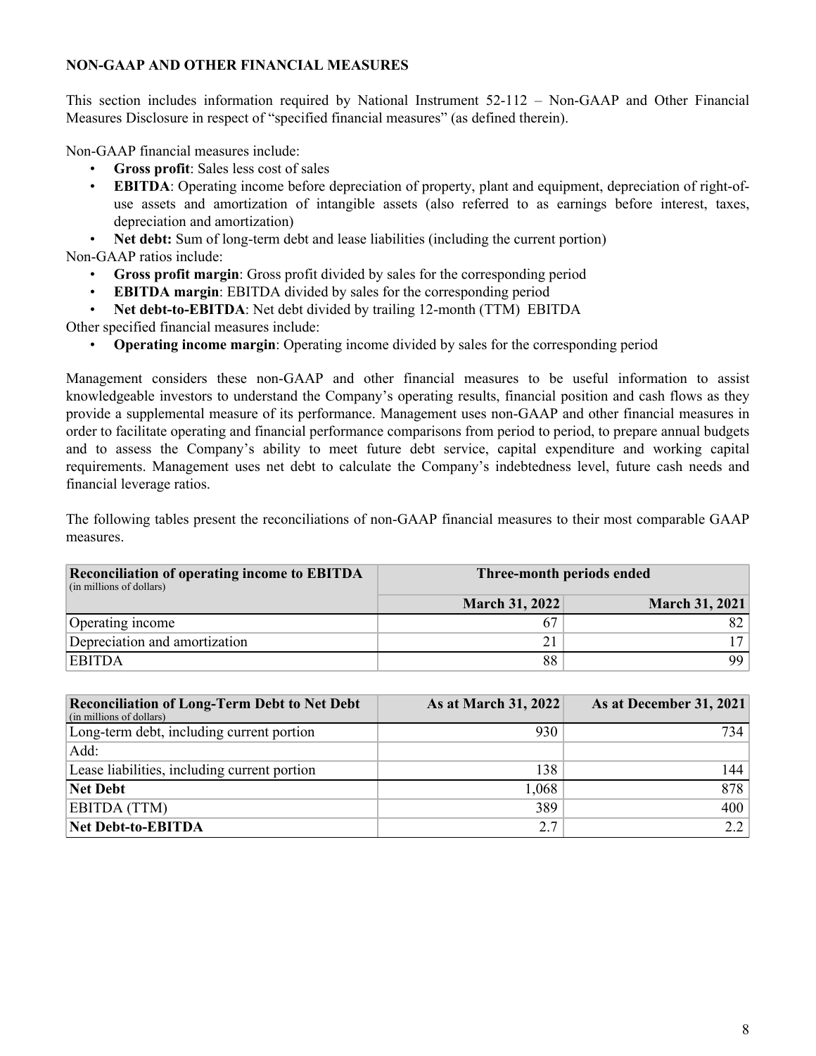**NON-GAAP AND OTHER FINANCIAL MEASURES**

This section includes information required by National Instrument 52-112 – Non-GAAP and Other Financial Measures Disclosure in respect of "specified financial measures" (as defined therein).

Non-GAAP financial measures include:

- **Gross profit**: Sales less cost of sales
- **EBITDA**: Operating income before depreciation of property, plant and equipment, depreciation of right-of-use assets and amortization of intangible assets (also referred to as earnings before interest, taxes, depreciation and amortization)
- **Net debt:** Sum of long-term debt and lease liabilities (including the current portion)

Non-GAAP ratios include:

- **Gross profit margin**: Gross profit divided by sales for the corresponding period
- **EBITDA margin**: EBITDA divided by sales for the corresponding period
- **Net debt-to-EBITDA**: Net debt divided by trailing 12-month (TTM) EBITDA

Other specified financial measures include:

- **Operating income margin**: Operating income divided by sales for the corresponding period

Management considers these non-GAAP and other financial measures to be useful information to assist knowledgeable investors to understand the Company's operating results, financial position and cash flows as they provide a supplemental measure of its performance. Management uses non-GAAP and other financial measures in order to facilitate operating and financial performance comparisons from period to period, to prepare annual budgets and to assess the Company's ability to meet future debt service, capital expenditure and working capital requirements. Management uses net debt to calculate the Company's indebtedness level, future cash needs and financial leverage ratios.

The following tables present the reconciliations of non-GAAP financial measures to their most comparable GAAP measures.

| **Reconciliation of operating income to EBITDA** (in millions of dollars) | **Three-month periods ended** | |
|---|---|---|
| | **March 31, 2022** | **March 31, 2021** |
| Operating income | 67 | 82 |
| Depreciation and amortization | 21 | 17 |
| EBITDA | 88 | 99 |

| **Reconciliation of Long-Term Debt to Net Debt** (in millions of dollars) | **As at March 31, 2022** | **As at December 31, 2021** |
|---|---|---|
| Long-term debt, including current portion | 930 | 734 |
| Add: | | |
| Lease liabilities, including current portion | 138 | 144 |
| **Net Debt** | 1,068 | 878 |
| EBITDA (TTM) | 389 | 400 |
| **Net Debt-to-EBITDA** | 2.7 | 2.2 |